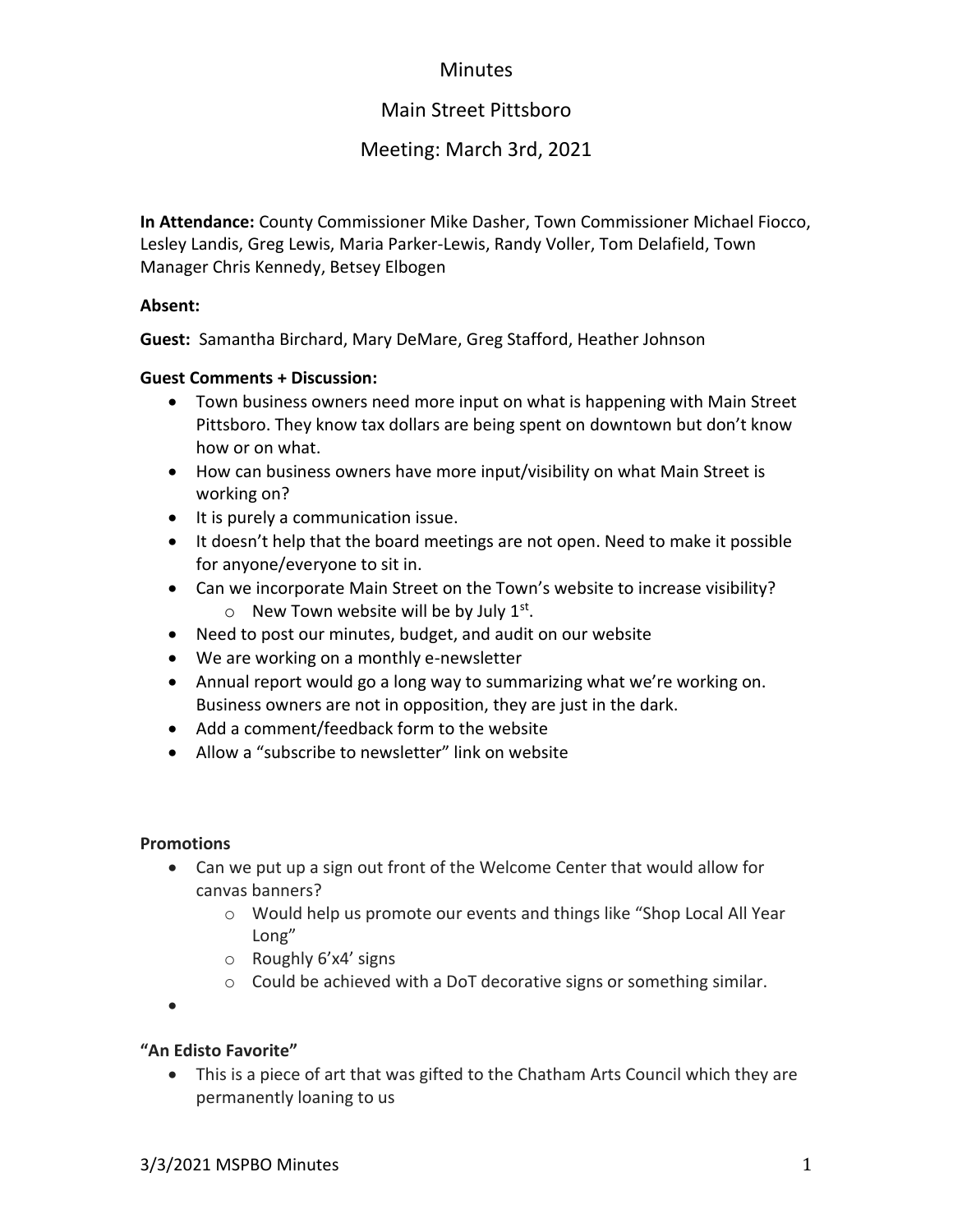# Minutes

## Main Street Pittsboro

## Meeting: March 3rd, 2021

**In Attendance:** County Commissioner Mike Dasher, Town Commissioner Michael Fiocco, Lesley Landis, Greg Lewis, Maria Parker-Lewis, Randy Voller, Tom Delafield, Town Manager Chris Kennedy, Betsey Elbogen

**Absent:**

**Guest:** Samantha Birchard, Mary DeMare, Greg Stafford, Heather Johnson

**Guest Comments + Discussion:**

- Town business owners need more input on what is happening with Main Street Pittsboro. They know tax dollars are being spent on downtown but don't know how or on what.
- How can business owners have more input/visibility on what Main Street is working on?
- It is purely a communication issue.
- It doesn't help that the board meetings are not open. Need to make it possible for anyone/everyone to sit in.
- Can we incorporate Main Street on the Town's website to increase visibility?
    - New Town website will be by July 1st.
- Need to post our minutes, budget, and audit on our website
- We are working on a monthly e-newsletter
- Annual report would go a long way to summarizing what we're working on. Business owners are not in opposition, they are just in the dark.
- Add a comment/feedback form to the website
- Allow a "subscribe to newsletter" link on website

**Promotions**

- Can we put up a sign out front of the Welcome Center that would allow for canvas banners?
    - Would help us promote our events and things like "Shop Local All Year Long"
    - Roughly 6'x4' signs
    - Could be achieved with a DoT decorative signs or something similar.

**"An Edisto Favorite"**

- This is a piece of art that was gifted to the Chatham Arts Council which they are permanently loaning to us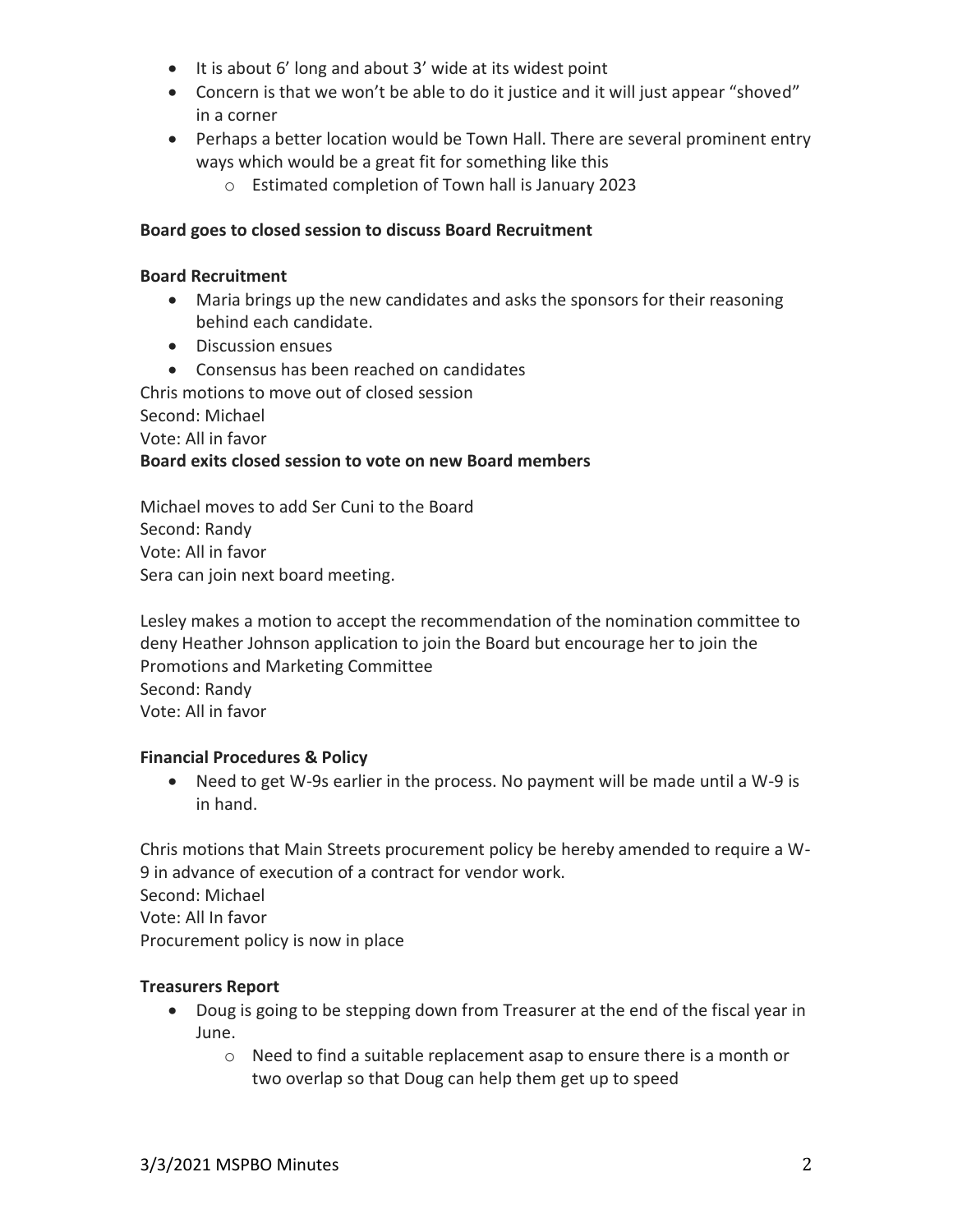- It is about 6' long and about 3' wide at its widest point
- Concern is that we won't be able to do it justice and it will just appear "shoved" in a corner
- Perhaps a better location would be Town Hall. There are several prominent entry ways which would be a great fit for something like this
    - Estimated completion of Town hall is January 2023

**Board goes to closed session to discuss Board Recruitment**

**Board Recruitment**

- Maria brings up the new candidates and asks the sponsors for their reasoning behind each candidate.
- Discussion ensues
- Consensus has been reached on candidates

Chris motions to move out of closed session
Second: Michael
Vote: All in favor
**Board exits closed session to vote on new Board members**

Michael moves to add Ser Cuni to the Board
Second: Randy
Vote: All in favor
Sera can join next board meeting.

Lesley makes a motion to accept the recommendation of the nomination committee to deny Heather Johnson application to join the Board but encourage her to join the Promotions and Marketing Committee
Second: Randy
Vote: All in favor

**Financial Procedures & Policy**

- Need to get W-9s earlier in the process. No payment will be made until a W-9 is in hand.

Chris motions that Main Streets procurement policy be hereby amended to require a W-9 in advance of execution of a contract for vendor work.
Second: Michael
Vote: All In favor
Procurement policy is now in place

**Treasurers Report**

- Doug is going to be stepping down from Treasurer at the end of the fiscal year in June.
    - Need to find a suitable replacement asap to ensure there is a month or two overlap so that Doug can help them get up to speed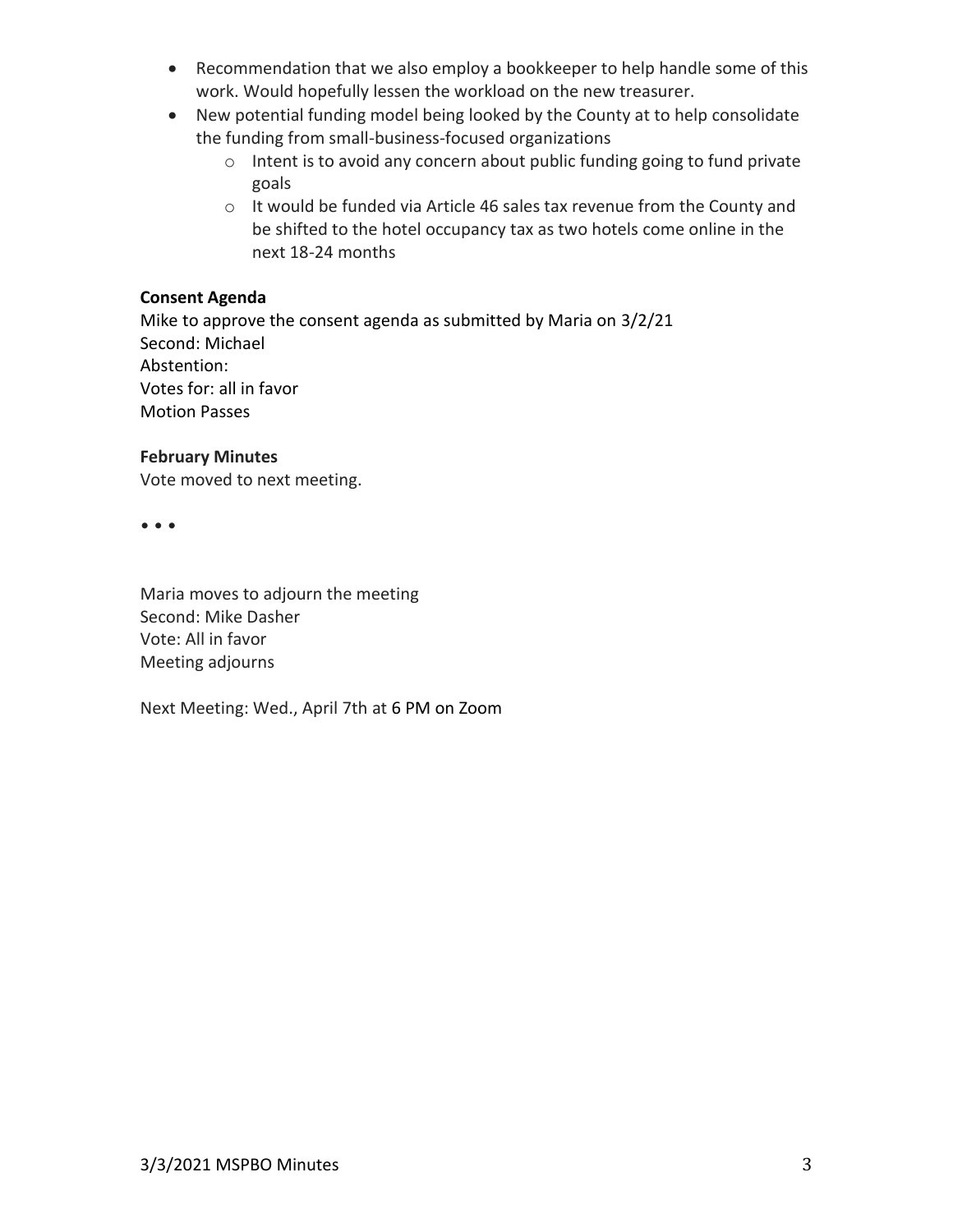- Recommendation that we also employ a bookkeeper to help handle some of this work. Would hopefully lessen the workload on the new treasurer.
- New potential funding model being looked by the County at to help consolidate the funding from small-business-focused organizations
    - Intent is to avoid any concern about public funding going to fund private goals
    - It would be funded via Article 46 sales tax revenue from the County and be shifted to the hotel occupancy tax as two hotels come online in the next 18-24 months

**Consent Agenda**

Mike to approve the consent agenda as submitted by Maria on 3/2/21
Second: Michael
Abstention:
Votes for: all in favor
Motion Passes

**February Minutes**

Vote moved to next meeting.

• • •

Maria moves to adjourn the meeting
Second: Mike Dasher
Vote: All in favor
Meeting adjourns

Next Meeting: Wed., April 7th at 6 PM on Zoom